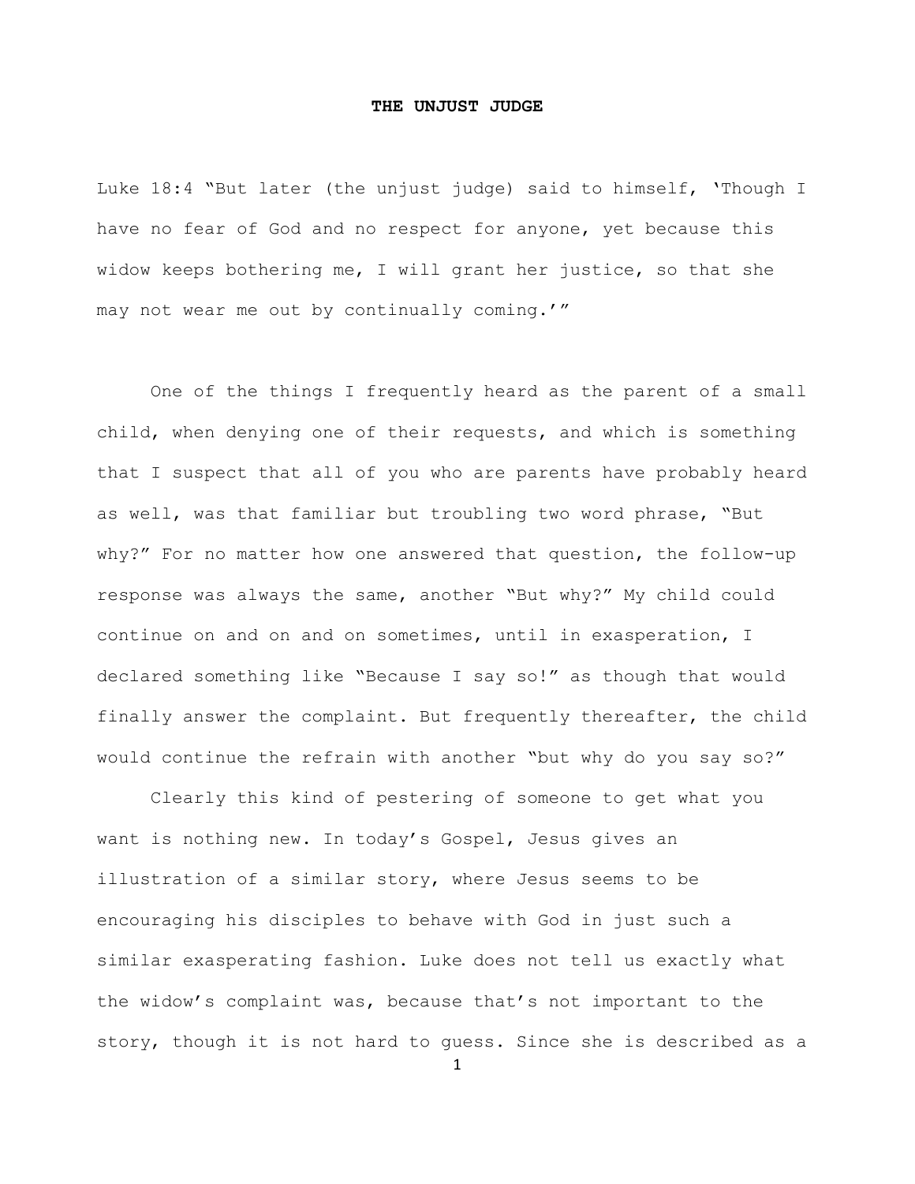**THE UNJUST JUDGE**

Luke 18:4 “But later (the unjust judge) said to himself, ‘Though I have no fear of God and no respect for anyone, yet because this widow keeps bothering me, I will grant her justice, so that she may not wear me out by continually coming.’”

One of the things I frequently heard as the parent of a small child, when denying one of their requests, and which is something that I suspect that all of you who are parents have probably heard as well, was that familiar but troubling two word phrase, “But why?” For no matter how one answered that question, the follow-up response was always the same, another “But why?” My child could continue on and on and on sometimes, until in exasperation, I declared something like “Because I say so!” as though that would finally answer the complaint. But frequently thereafter, the child would continue the refrain with another “but why do you say so?”

Clearly this kind of pestering of someone to get what you want is nothing new. In today’s Gospel, Jesus gives an illustration of a similar story, where Jesus seems to be encouraging his disciples to behave with God in just such a similar exasperating fashion. Luke does not tell us exactly what the widow’s complaint was, because that’s not important to the story, though it is not hard to guess. Since she is described as a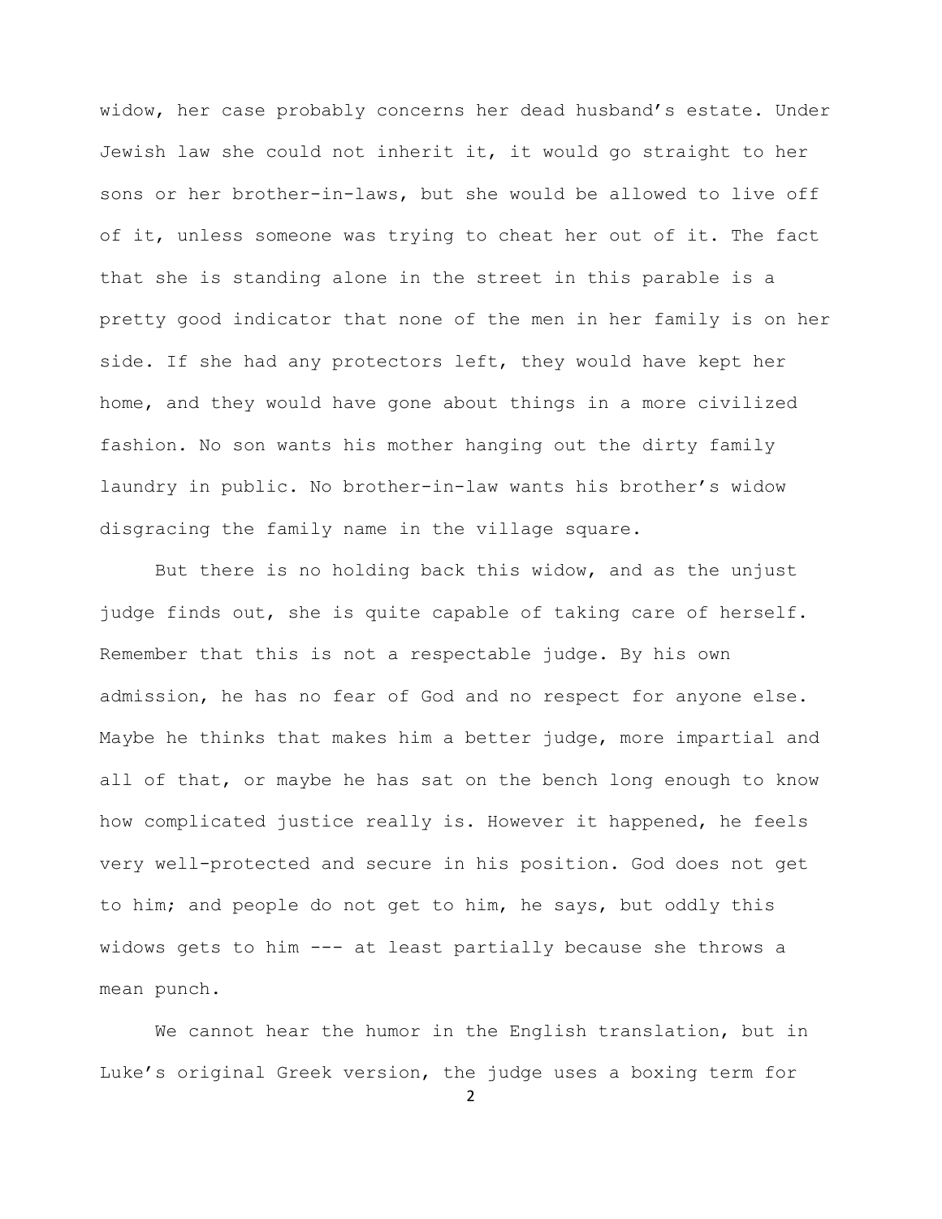widow, her case probably concerns her dead husband's estate. Under Jewish law she could not inherit it, it would go straight to her sons or her brother-in-laws, but she would be allowed to live off of it, unless someone was trying to cheat her out of it. The fact that she is standing alone in the street in this parable is a pretty good indicator that none of the men in her family is on her side. If she had any protectors left, they would have kept her home, and they would have gone about things in a more civilized fashion. No son wants his mother hanging out the dirty family laundry in public. No brother-in-law wants his brother's widow disgracing the family name in the village square.

But there is no holding back this widow, and as the unjust judge finds out, she is quite capable of taking care of herself. Remember that this is not a respectable judge. By his own admission, he has no fear of God and no respect for anyone else. Maybe he thinks that makes him a better judge, more impartial and all of that, or maybe he has sat on the bench long enough to know how complicated justice really is. However it happened, he feels very well-protected and secure in his position. God does not get to him; and people do not get to him, he says, but oddly this widows gets to him --- at least partially because she throws a mean punch.

We cannot hear the humor in the English translation, but in Luke's original Greek version, the judge uses a boxing term for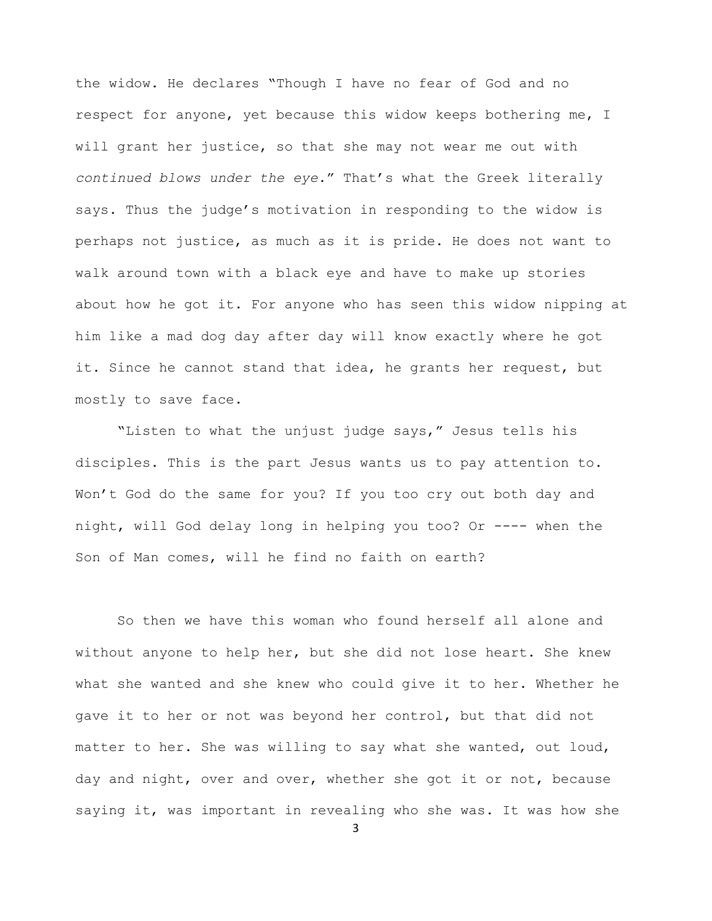the widow. He declares "Though I have no fear of God and no respect for anyone, yet because this widow keeps bothering me, I will grant her justice, so that she may not wear me out with *continued blows under the eye*." That's what the Greek literally says. Thus the judge's motivation in responding to the widow is perhaps not justice, as much as it is pride. He does not want to walk around town with a black eye and have to make up stories about how he got it. For anyone who has seen this widow nipping at him like a mad dog day after day will know exactly where he got it. Since he cannot stand that idea, he grants her request, but mostly to save face.

"Listen to what the unjust judge says," Jesus tells his disciples. This is the part Jesus wants us to pay attention to. Won't God do the same for you? If you too cry out both day and night, will God delay long in helping you too? Or ---- when the Son of Man comes, will he find no faith on earth?

So then we have this woman who found herself all alone and without anyone to help her, but she did not lose heart. She knew what she wanted and she knew who could give it to her. Whether he gave it to her or not was beyond her control, but that did not matter to her. She was willing to say what she wanted, out loud, day and night, over and over, whether she got it or not, because saying it, was important in revealing who she was. It was how she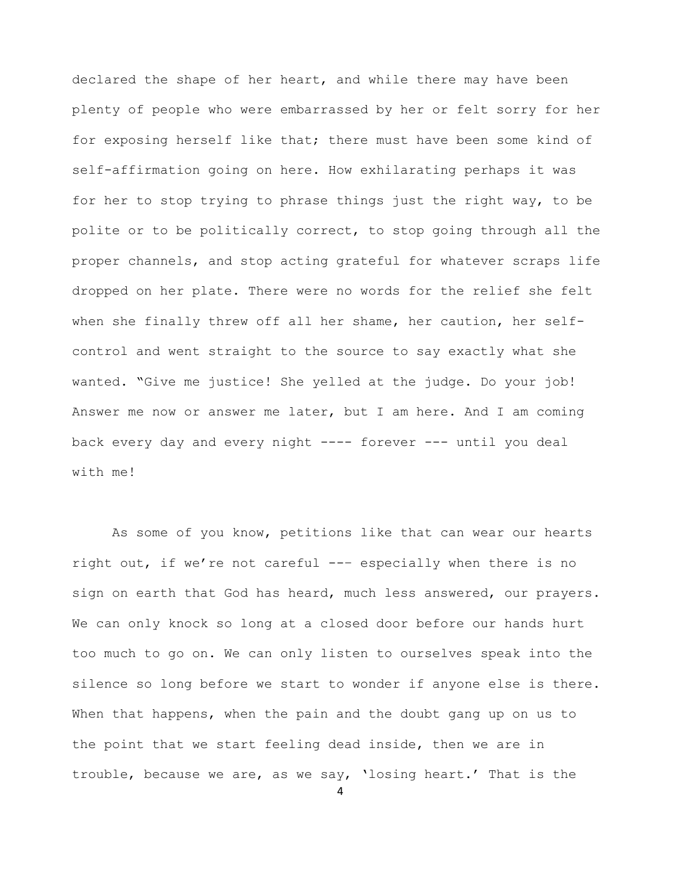declared the shape of her heart, and while there may have been plenty of people who were embarrassed by her or felt sorry for her for exposing herself like that; there must have been some kind of self-affirmation going on here. How exhilarating perhaps it was for her to stop trying to phrase things just the right way, to be polite or to be politically correct, to stop going through all the proper channels, and stop acting grateful for whatever scraps life dropped on her plate. There were no words for the relief she felt when she finally threw off all her shame, her caution, her self-control and went straight to the source to say exactly what she wanted. "Give me justice! She yelled at the judge. Do your job! Answer me now or answer me later, but I am here. And I am coming back every day and every night ---- forever --- until you deal with me!

As some of you know, petitions like that can wear our hearts right out, if we're not careful --- especially when there is no sign on earth that God has heard, much less answered, our prayers. We can only knock so long at a closed door before our hands hurt too much to go on. We can only listen to ourselves speak into the silence so long before we start to wonder if anyone else is there. When that happens, when the pain and the doubt gang up on us to the point that we start feeling dead inside, then we are in trouble, because we are, as we say, 'losing heart.' That is the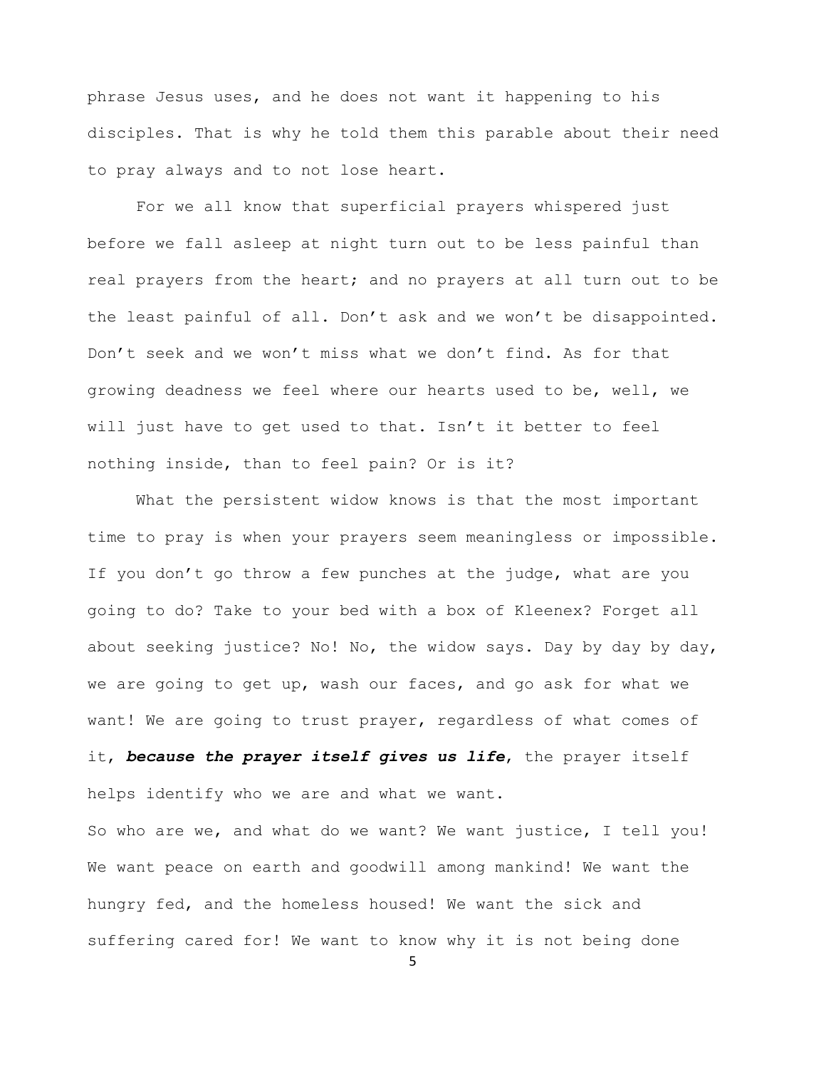phrase Jesus uses, and he does not want it happening to his disciples. That is why he told them this parable about their need to pray always and to not lose heart.

For we all know that superficial prayers whispered just before we fall asleep at night turn out to be less painful than real prayers from the heart; and no prayers at all turn out to be the least painful of all. Don't ask and we won't be disappointed. Don't seek and we won't miss what we don't find. As for that growing deadness we feel where our hearts used to be, well, we will just have to get used to that. Isn't it better to feel nothing inside, than to feel pain? Or is it?

What the persistent widow knows is that the most important time to pray is when your prayers seem meaningless or impossible. If you don't go throw a few punches at the judge, what are you going to do? Take to your bed with a box of Kleenex? Forget all about seeking justice? No! No, the widow says. Day by day by day, we are going to get up, wash our faces, and go ask for what we want! We are going to trust prayer, regardless of what comes of it, ***because the prayer itself gives us life***, the prayer itself helps identify who we are and what we want.

So who are we, and what do we want? We want justice, I tell you! We want peace on earth and goodwill among mankind! We want the hungry fed, and the homeless housed! We want the sick and suffering cared for! We want to know why it is not being done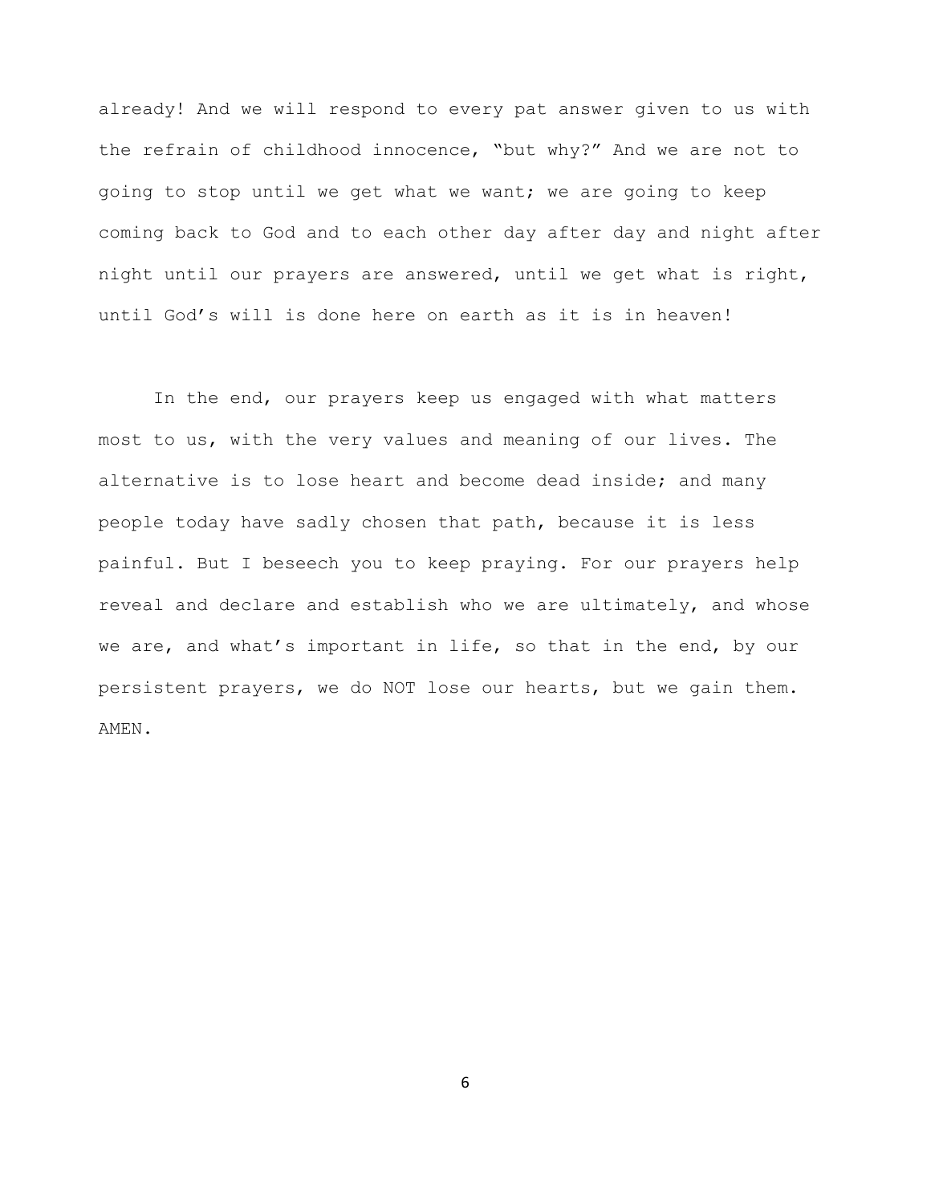already! And we will respond to every pat answer given to us with the refrain of childhood innocence, "but why?" And we are not to going to stop until we get what we want; we are going to keep coming back to God and to each other day after day and night after night until our prayers are answered, until we get what is right, until God's will is done here on earth as it is in heaven!

In the end, our prayers keep us engaged with what matters most to us, with the very values and meaning of our lives. The alternative is to lose heart and become dead inside; and many people today have sadly chosen that path, because it is less painful. But I beseech you to keep praying. For our prayers help reveal and declare and establish who we are ultimately, and whose we are, and what's important in life, so that in the end, by our persistent prayers, we do NOT lose our hearts, but we gain them. AMEN.